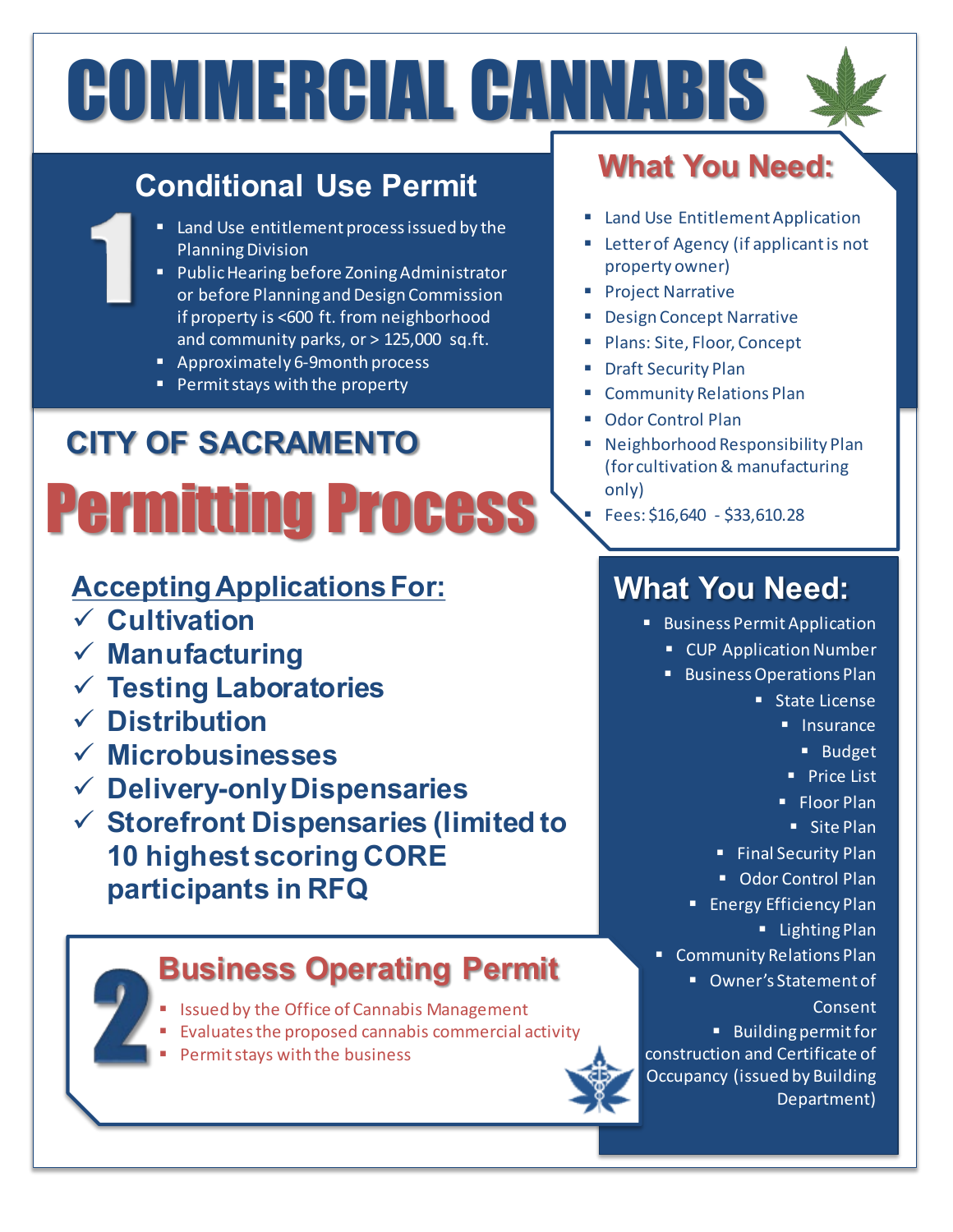# COMMERCIAL CANNABIS

## CITY OF SACRAMENTO

# Permitting Process

## 1 Conditional Use Permit

- Land Use entitlement process issued by the Planning Division
- Public Hearing before Zoning Administrator or before Planning and Design Commission if property is <600 ft. from neighborhood and community parks, or > 125,000 sq.ft.
- Approximately 6-9 month process
- Permit stays with the property

### What You Need:

- Land Use Entitlement Application
- Letter of Agency (if applicant is not property owner)
- Project Narrative
- Design Concept Narrative
- Plans: Site, Floor, Concept
- Draft Security Plan
- Community Relations Plan
- Odor Control Plan
- Neighborhood Responsibility Plan (for cultivation & manufacturing only)
- Fees: $16,640 - $33,610.28

## Accepting Applications For:

- ✓ **Cultivation**
- ✓ **Manufacturing**
- ✓ **Testing Laboratories**
- ✓ **Distribution**
- ✓ **Microbusinesses**
- ✓ **Delivery-only Dispensaries**
- ✓ **Storefront Dispensaries (limited to 10 highest scoring CORE participants in RFQ**

## 2 Business Operating Permit

- Issued by the Office of Cannabis Management
- Evaluates the proposed cannabis commercial activity
- Permit stays with the business

### What You Need:

- Business Permit Application
- CUP Application Number
- Business Operations Plan
- State License
- Insurance
- Budget
- Price List
- Floor Plan
- Site Plan
- Final Security Plan
- Odor Control Plan
- Energy Efficiency Plan
- Lighting Plan
- Community Relations Plan
- Owner's Statement of Consent
- Building permit for construction and Certificate of Occupancy (issued by Building Department)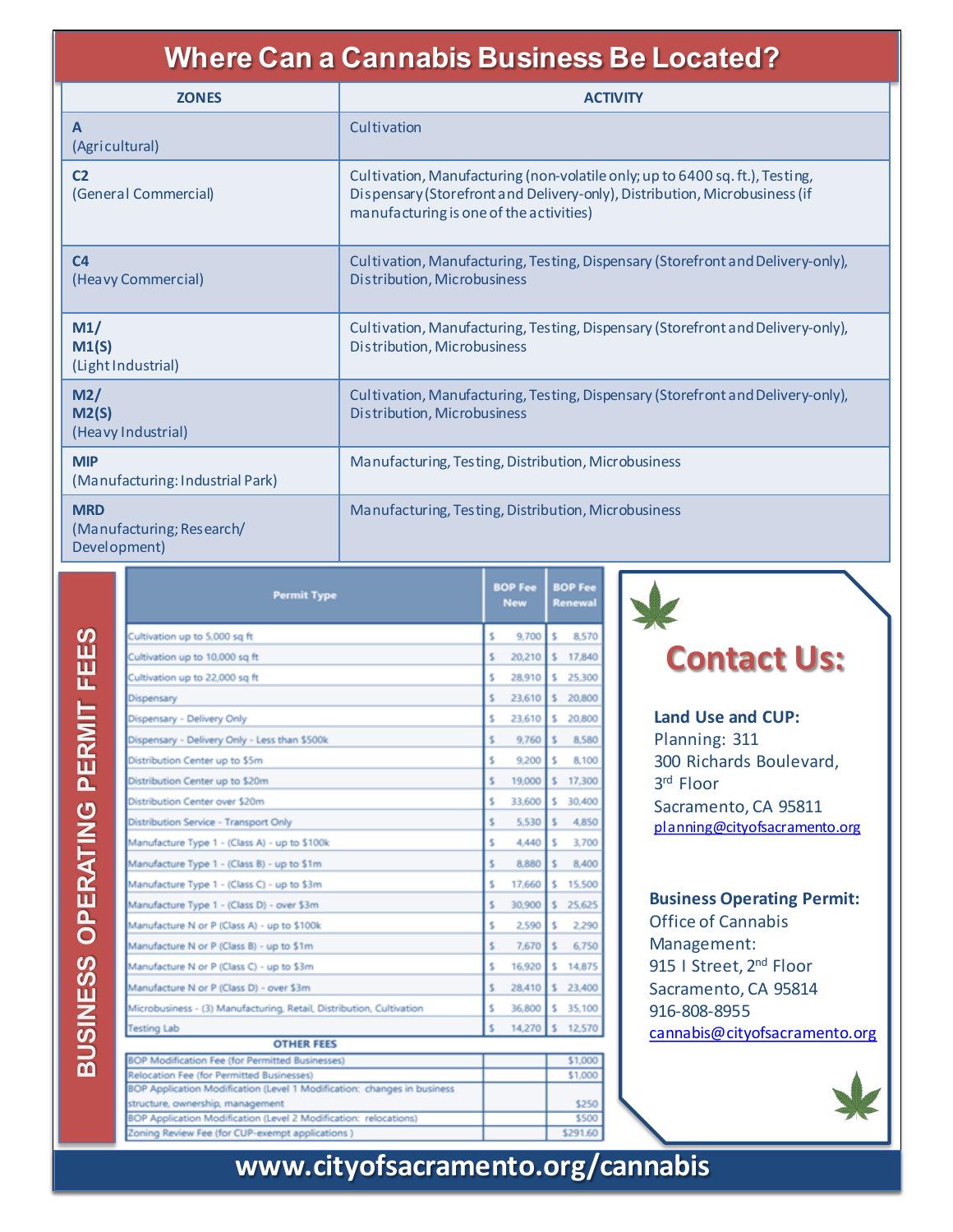# Where Can a Cannabis Business Be Located?

| ZONES | ACTIVITY |
|---|---|
| **A** (Agricultural) | Cultivation |
| **C2** (General Commercial) | Cultivation, Manufacturing (non-volatile only; up to 6400 sq. ft.), Testing, Dispensary (Storefront and Delivery-only), Distribution, Microbusiness (if manufacturing is one of the activities) |
| **C4** (Heavy Commercial) | Cultivation, Manufacturing, Testing, Dispensary (Storefront and Delivery-only), Distribution, Microbusiness |
| **M1/ M1(S)** (Light Industrial) | Cultivation, Manufacturing, Testing, Dispensary (Storefront and Delivery-only), Distribution, Microbusiness |
| **M2/ M2(S)** (Heavy Industrial) | Cultivation, Manufacturing, Testing, Dispensary (Storefront and Delivery-only), Distribution, Microbusiness |
| **MIP** (Manufacturing: Industrial Park) | Manufacturing, Testing, Distribution, Microbusiness |
| **MRD** (Manufacturing; Research/ Development) | Manufacturing, Testing, Distribution, Microbusiness |

## BUSINESS OPERATING PERMIT FEES

| Permit Type | BOP Fee New | BOP Fee Renewal |
|---|---|---|
| Cultivation up to 5,000 sq ft | $ 9,700 | $ 8,570 |
| Cultivation up to 10,000 sq ft | $ 20,210 | $ 17,840 |
| Cultivation up to 22,000 sq ft | $ 28,910 | $ 25,300 |
| Dispensary | $ 23,610 | $ 20,800 |
| Dispensary - Delivery Only | $ 23,610 | $ 20,800 |
| Dispensary - Delivery Only - Less than $500k | $ 9,760 | $ 8,580 |
| Distribution Center up to $5m | $ 9,200 | $ 8,100 |
| Distribution Center up to $20m | $ 19,000 | $ 17,300 |
| Distribution Center over $20m | $ 33,600 | $ 30,400 |
| Distribution Service - Transport Only | $ 5,530 | $ 4,850 |
| Manufacture Type 1 - (Class A) - up to $100k | $ 4,440 | $ 3,700 |
| Manufacture Type 1 - (Class B) - up to $1m | $ 8,880 | $ 8,400 |
| Manufacture Type 1 - (Class C) - up to $3m | $ 17,660 | $ 15,500 |
| Manufacture Type 1 - (Class D) - over $3m | $ 30,900 | $ 25,625 |
| Manufacture N or P (Class A) - up to $100k | $ 2,590 | $ 2,290 |
| Manufacture N or P (Class B) - up to $1m | $ 7,670 | $ 6,750 |
| Manufacture N or P (Class C) - up to $3m | $ 16,920 | $ 14,875 |
| Manufacture N or P (Class D) - over $3m | $ 28,410 | $ 23,400 |
| Microbusiness - (3) Manufacturing, Retail, Distribution, Cultivation | $ 36,800 | $ 35,100 |
| Testing Lab | $ 14,270 | $ 12,570 |

**OTHER FEES**

| | | |
|---|---|---|
| BOP Modification Fee (for Permitted Businesses) | | $1,000 |
| Relocation Fee (for Permitted Businesses) | | $1,000 |
| BOP Application Modification (Level 1 Modification: changes in business structure, ownership, management | | $250 |
| BOP Application Modification (Level 2 Modification: relocations) | | $500 |
| Zoning Review Fee (for CUP-exempt applications ) | | $291.60 |

## Contact Us:

**Land Use and CUP:**
Planning: 311
300 Richards Boulevard, 3rd Floor
Sacramento, CA 95811
planning@cityofsacramento.org

**Business Operating Permit:**
Office of Cannabis Management:
915 I Street, 2nd Floor
Sacramento, CA 95814
916-808-8955
cannabis@cityofsacramento.org

**www.cityofsacramento.org/cannabis**